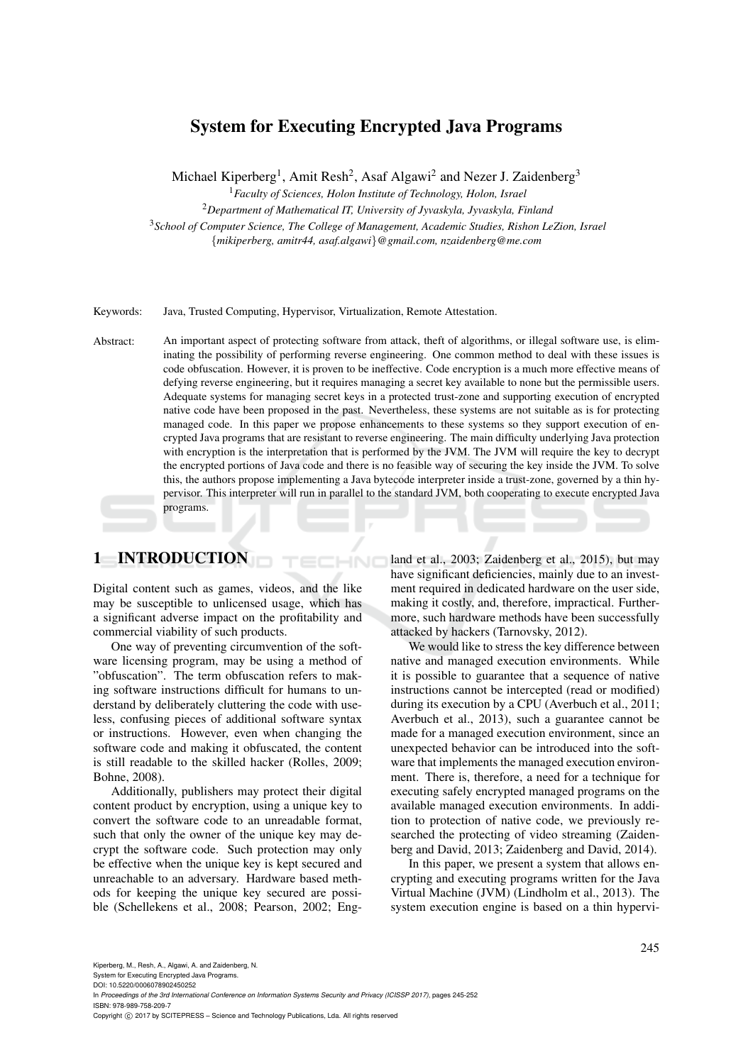# System for Executing Encrypted Java Programs

Michael Kiperberg[1], Amit Resh[2], Asaf Algawi[2] and Nezer J. Zaidenberg[3]

[1]*Faculty of Sciences, Holon Institute of Technology, Holon, Israel*

[2]*Department of Mathematical IT, University of Jyvaskyla, Jyvaskyla, Finland*

[3]*School of Computer Science, The College of Management, Academic Studies, Rishon LeZion, Israel*

{*mikiperberg, amitr44, asaf.algawi*}*@gmail.com, nzaidenberg@me.com*

Keywords: Java, Trusted Computing, Hypervisor, Virtualization, Remote Attestation.

Abstract: An important aspect of protecting software from attack, theft of algorithms, or illegal software use, is eliminating the possibility of performing reverse engineering. One common method to deal with these issues is code obfuscation. However, it is proven to be ineffective. Code encryption is a much more effective means of defying reverse engineering, but it requires managing a secret key available to none but the permissible users. Adequate systems for managing secret keys in a protected trust-zone and supporting execution of encrypted native code have been proposed in the past. Nevertheless, these systems are not suitable as is for protecting managed code. In this paper we propose enhancements to these systems so they support execution of encrypted Java programs that are resistant to reverse engineering. The main difficulty underlying Java protection with encryption is the interpretation that is performed by the JVM. The JVM will require the key to decrypt the encrypted portions of Java code and there is no feasible way of securing the key inside the JVM. To solve this, the authors propose implementing a Java bytecode interpreter inside a trust-zone, governed by a thin hypervisor. This interpreter will run in parallel to the standard JVM, both cooperating to execute encrypted Java programs.

## 1 INTRODUCTION

Digital content such as games, videos, and the like may be susceptible to unlicensed usage, which has a significant adverse impact on the profitability and commercial viability of such products.

One way of preventing circumvention of the software licensing program, may be using a method of "obfuscation". The term obfuscation refers to making software instructions difficult for humans to understand by deliberately cluttering the code with useless, confusing pieces of additional software syntax or instructions. However, even when changing the software code and making it obfuscated, the content is still readable to the skilled hacker (Rolles, 2009; Bohne, 2008).

Additionally, publishers may protect their digital content product by encryption, using a unique key to convert the software code to an unreadable format, such that only the owner of the unique key may decrypt the software code. Such protection may only be effective when the unique key is kept secured and unreachable to an adversary. Hardware based methods for keeping the unique key secured are possible (Schellekens et al., 2008; Pearson, 2002; England et al., 2003; Zaidenberg et al., 2015), but may have significant deficiencies, mainly due to an investment required in dedicated hardware on the user side, making it costly, and, therefore, impractical. Furthermore, such hardware methods have been successfully attacked by hackers (Tarnovsky, 2012).

We would like to stress the key difference between native and managed execution environments. While it is possible to guarantee that a sequence of native instructions cannot be intercepted (read or modified) during its execution by a CPU (Averbuch et al., 2011; Averbuch et al., 2013), such a guarantee cannot be made for a managed execution environment, since an unexpected behavior can be introduced into the software that implements the managed execution environment. There is, therefore, a need for a technique for executing safely encrypted managed programs on the available managed execution environments. In addition to protection of native code, we previously researched the protecting of video streaming (Zaidenberg and David, 2013; Zaidenberg and David, 2014).

In this paper, we present a system that allows encrypting and executing programs written for the Java Virtual Machine (JVM) (Lindholm et al., 2013). The system execution engine is based on a thin hypervi-

Kiperberg, M., Resh, A., Algawi, A. and Zaidenberg, N.
System for Executing Encrypted Java Programs.
DOI: 10.5220/0006078902450252
In *Proceedings of the 3rd International Conference on Information Systems Security and Privacy (ICISSP 2017)*, pages 245-252
ISBN: 978-989-758-209-7
Copyright © 2017 by SCITEPRESS – Science and Technology Publications, Lda. All rights reserved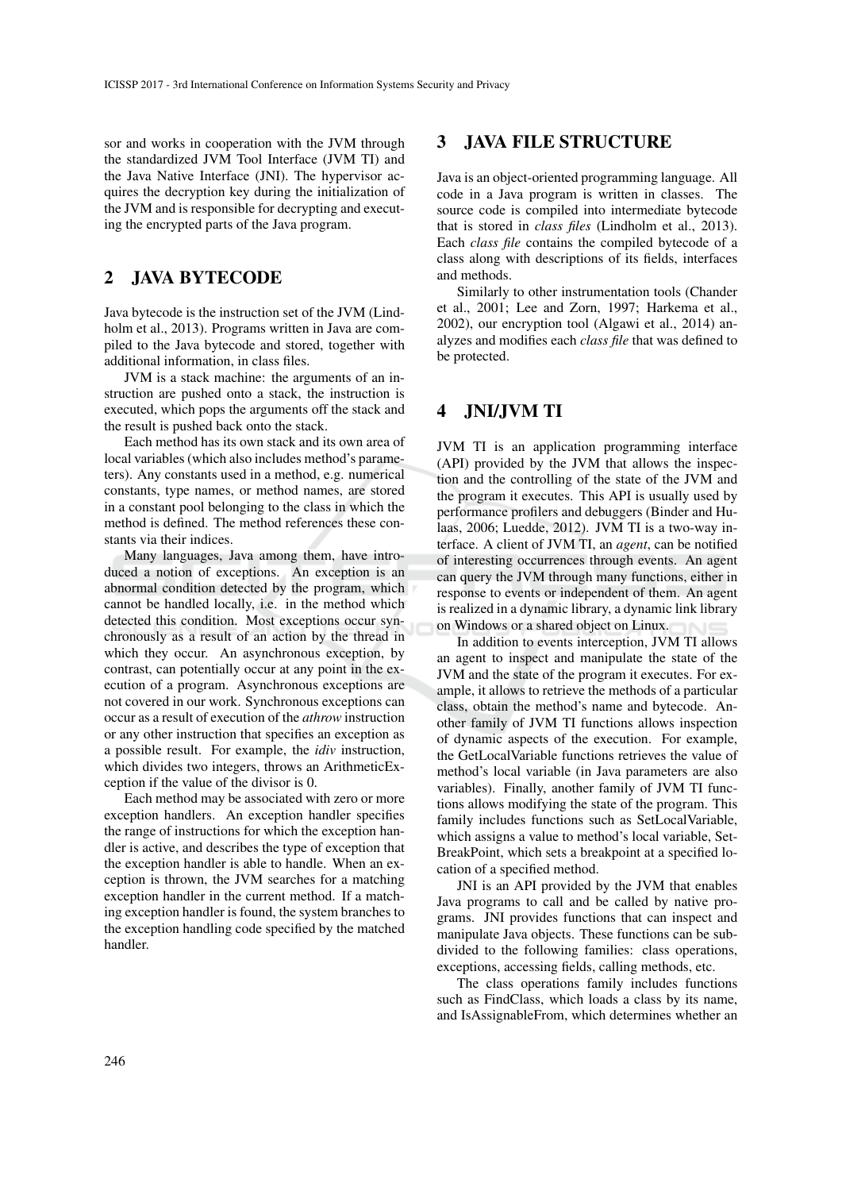sor and works in cooperation with the JVM through the standardized JVM Tool Interface (JVM TI) and the Java Native Interface (JNI). The hypervisor acquires the decryption key during the initialization of the JVM and is responsible for decrypting and executing the encrypted parts of the Java program.

## 2 JAVA BYTECODE

Java bytecode is the instruction set of the JVM (Lindholm et al., 2013). Programs written in Java are compiled to the Java bytecode and stored, together with additional information, in class files.

JVM is a stack machine: the arguments of an instruction are pushed onto a stack, the instruction is executed, which pops the arguments off the stack and the result is pushed back onto the stack.

Each method has its own stack and its own area of local variables (which also includes method's parameters). Any constants used in a method, e.g. numerical constants, type names, or method names, are stored in a constant pool belonging to the class in which the method is defined. The method references these constants via their indices.

Many languages, Java among them, have introduced a notion of exceptions. An exception is an abnormal condition detected by the program, which cannot be handled locally, i.e. in the method which detected this condition. Most exceptions occur synchronously as a result of an action by the thread in which they occur. An asynchronous exception, by contrast, can potentially occur at any point in the execution of a program. Asynchronous exceptions are not covered in our work. Synchronous exceptions can occur as a result of execution of the *athrow* instruction or any other instruction that specifies an exception as a possible result. For example, the *idiv* instruction, which divides two integers, throws an ArithmeticException if the value of the divisor is 0.

Each method may be associated with zero or more exception handlers. An exception handler specifies the range of instructions for which the exception handler is active, and describes the type of exception that the exception handler is able to handle. When an exception is thrown, the JVM searches for a matching exception handler in the current method. If a matching exception handler is found, the system branches to the exception handling code specified by the matched handler.

## 3 JAVA FILE STRUCTURE

Java is an object-oriented programming language. All code in a Java program is written in classes. The source code is compiled into intermediate bytecode that is stored in *class files* (Lindholm et al., 2013). Each *class file* contains the compiled bytecode of a class along with descriptions of its fields, interfaces and methods.

Similarly to other instrumentation tools (Chander et al., 2001; Lee and Zorn, 1997; Harkema et al., 2002), our encryption tool (Algawi et al., 2014) analyzes and modifies each *class file* that was defined to be protected.

## 4 JNI/JVM TI

JVM TI is an application programming interface (API) provided by the JVM that allows the inspection and the controlling of the state of the JVM and the program it executes. This API is usually used by performance profilers and debuggers (Binder and Hulaas, 2006; Luedde, 2012). JVM TI is a two-way interface. A client of JVM TI, an *agent*, can be notified of interesting occurrences through events. An agent can query the JVM through many functions, either in response to events or independent of them. An agent is realized in a dynamic library, a dynamic link library on Windows or a shared object on Linux.

In addition to events interception, JVM TI allows an agent to inspect and manipulate the state of the JVM and the state of the program it executes. For example, it allows to retrieve the methods of a particular class, obtain the method's name and bytecode. Another family of JVM TI functions allows inspection of dynamic aspects of the execution. For example, the GetLocalVariable functions retrieves the value of method's local variable (in Java parameters are also variables). Finally, another family of JVM TI functions allows modifying the state of the program. This family includes functions such as SetLocalVariable, which assigns a value to method's local variable, SetBreakPoint, which sets a breakpoint at a specified location of a specified method.

JNI is an API provided by the JVM that enables Java programs to call and be called by native programs. JNI provides functions that can inspect and manipulate Java objects. These functions can be subdivided to the following families: class operations, exceptions, accessing fields, calling methods, etc.

The class operations family includes functions such as FindClass, which loads a class by its name, and IsAssignableFrom, which determines whether an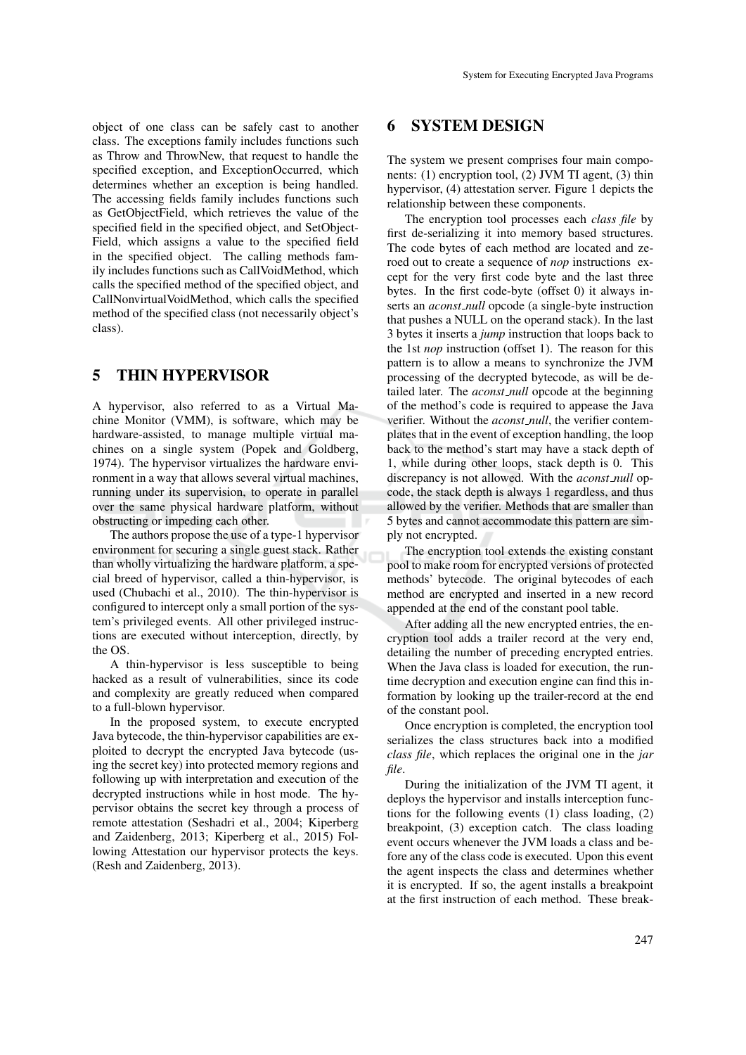object of one class can be safely cast to another class. The exceptions family includes functions such as Throw and ThrowNew, that request to handle the specified exception, and ExceptionOccurred, which determines whether an exception is being handled. The accessing fields family includes functions such as GetObjectField, which retrieves the value of the specified field in the specified object, and SetObjectField, which assigns a value to the specified field in the specified object. The calling methods family includes functions such as CallVoidMethod, which calls the specified method of the specified object, and CallNonvirtualVoidMethod, which calls the specified method of the specified class (not necessarily object's class).

# 5 THIN HYPERVISOR

A hypervisor, also referred to as a Virtual Machine Monitor (VMM), is software, which may be hardware-assisted, to manage multiple virtual machines on a single system (Popek and Goldberg, 1974). The hypervisor virtualizes the hardware environment in a way that allows several virtual machines, running under its supervision, to operate in parallel over the same physical hardware platform, without obstructing or impeding each other.

The authors propose the use of a type-1 hypervisor environment for securing a single guest stack. Rather than wholly virtualizing the hardware platform, a special breed of hypervisor, called a thin-hypervisor, is used (Chubachi et al., 2010). The thin-hypervisor is configured to intercept only a small portion of the system's privileged events. All other privileged instructions are executed without interception, directly, by the OS.

A thin-hypervisor is less susceptible to being hacked as a result of vulnerabilities, since its code and complexity are greatly reduced when compared to a full-blown hypervisor.

In the proposed system, to execute encrypted Java bytecode, the thin-hypervisor capabilities are exploited to decrypt the encrypted Java bytecode (using the secret key) into protected memory regions and following up with interpretation and execution of the decrypted instructions while in host mode. The hypervisor obtains the secret key through a process of remote attestation (Seshadri et al., 2004; Kiperberg and Zaidenberg, 2013; Kiperberg et al., 2015) Following Attestation our hypervisor protects the keys. (Resh and Zaidenberg, 2013).

# 6 SYSTEM DESIGN

The system we present comprises four main components: (1) encryption tool, (2) JVM TI agent, (3) thin hypervisor, (4) attestation server. Figure 1 depicts the relationship between these components.

The encryption tool processes each *class file* by first de-serializing it into memory based structures. The code bytes of each method are located and zeroed out to create a sequence of *nop* instructions except for the very first code byte and the last three bytes. In the first code-byte (offset 0) it always inserts an *aconst_null* opcode (a single-byte instruction that pushes a NULL on the operand stack). In the last 3 bytes it inserts a *jump* instruction that loops back to the 1st *nop* instruction (offset 1). The reason for this pattern is to allow a means to synchronize the JVM processing of the decrypted bytecode, as will be detailed later. The *aconst_null* opcode at the beginning of the method's code is required to appease the Java verifier. Without the *aconst_null*, the verifier contemplates that in the event of exception handling, the loop back to the method's start may have a stack depth of 1, while during other loops, stack depth is 0. This discrepancy is not allowed. With the *aconst_null* opcode, the stack depth is always 1 regardless, and thus allowed by the verifier. Methods that are smaller than 5 bytes and cannot accommodate this pattern are simply not encrypted.

The encryption tool extends the existing constant pool to make room for encrypted versions of protected methods' bytecode. The original bytecodes of each method are encrypted and inserted in a new record appended at the end of the constant pool table.

After adding all the new encrypted entries, the encryption tool adds a trailer record at the very end, detailing the number of preceding encrypted entries. When the Java class is loaded for execution, the runtime decryption and execution engine can find this information by looking up the trailer-record at the end of the constant pool.

Once encryption is completed, the encryption tool serializes the class structures back into a modified *class file*, which replaces the original one in the *jar file*.

During the initialization of the JVM TI agent, it deploys the hypervisor and installs interception functions for the following events (1) class loading, (2) breakpoint, (3) exception catch. The class loading event occurs whenever the JVM loads a class and before any of the class code is executed. Upon this event the agent inspects the class and determines whether it is encrypted. If so, the agent installs a breakpoint at the first instruction of each method. These break-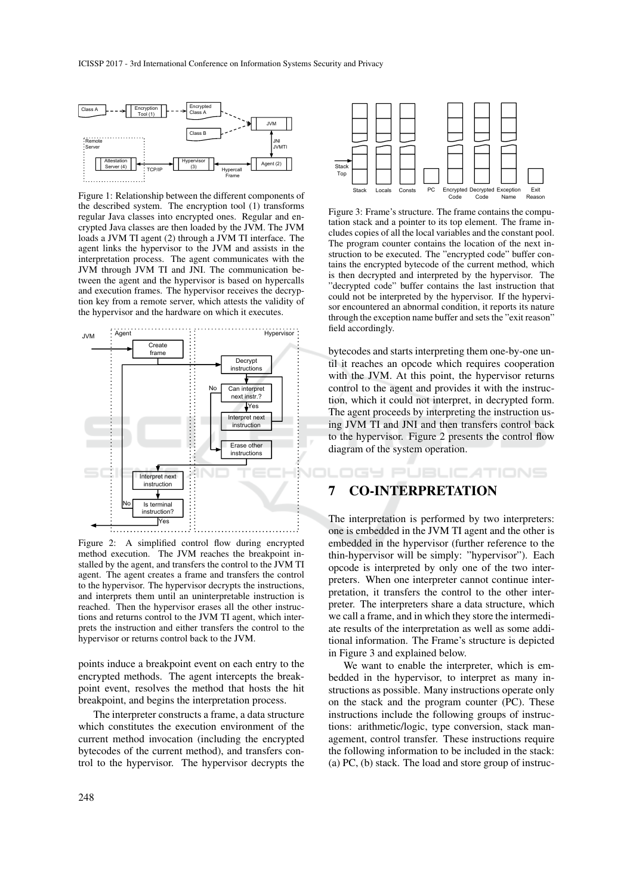Figure 1: Relationship between the different components of the described system. The encryption tool (1) transforms regular Java classes into encrypted ones. Regular and encrypted Java classes are then loaded by the JVM. The JVM loads a JVM TI agent (2) through a JVM TI interface. The agent links the hypervisor to the JVM and assists in the interpretation process. The agent communicates with the JVM through JVM TI and JNI. The communication between the agent and the hypervisor is based on hypercalls and execution frames. The hypervisor receives the decryption key from a remote server, which attests the validity of the hypervisor and the hardware on which it executes.

Figure 2: A simplified control flow during encrypted method execution. The JVM reaches the breakpoint installed by the agent, and transfers the control to the JVM TI agent. The agent creates a frame and transfers the control to the hypervisor. The hypervisor decrypts the instructions, and interprets them until an uninterpretable instruction is reached. Then the hypervisor erases all the other instructions and returns control to the JVM TI agent, which interprets the instruction and either transfers the control to the hypervisor or returns control back to the JVM.

points induce a breakpoint event on each entry to the encrypted methods. The agent intercepts the breakpoint event, resolves the method that hosts the hit breakpoint, and begins the interpretation process.

The interpreter constructs a frame, a data structure which constitutes the execution environment of the current method invocation (including the encrypted bytecodes of the current method), and transfers control to the hypervisor. The hypervisor decrypts the bytecodes and starts interpreting them one-by-one until it reaches an opcode which requires cooperation with the JVM. At this point, the hypervisor returns control to the agent and provides it with the instruction, which it could not interpret, in decrypted form. The agent proceeds by interpreting the instruction using JVM TI and JNI and then transfers control back to the hypervisor. Figure 2 presents the control flow diagram of the system operation.

Figure 3: Frame's structure. The frame contains the computation stack and a pointer to its top element. The frame includes copies of all the local variables and the constant pool. The program counter contains the location of the next instruction to be executed. The "encrypted code" buffer contains the encrypted bytecode of the current method, which is then decrypted and interpreted by the hypervisor. The "decrypted code" buffer contains the last instruction that could not be interpreted by the hypervisor. If the hypervisor encountered an abnormal condition, it reports its nature through the exception name buffer and sets the "exit reason" field accordingly.

## 7 CO-INTERPRETATION

The interpretation is performed by two interpreters: one is embedded in the JVM TI agent and the other is embedded in the hypervisor (further reference to the thin-hypervisor will be simply: "hypervisor"). Each opcode is interpreted by only one of the two interpreters. When one interpreter cannot continue interpretation, it transfers the control to the other interpreter. The interpreters share a data structure, which we call a frame, and in which they store the intermediate results of the interpretation as well as some additional information. The Frame's structure is depicted in Figure 3 and explained below.

We want to enable the interpreter, which is embedded in the hypervisor, to interpret as many instructions as possible. Many instructions operate only on the stack and the program counter (PC). These instructions include the following groups of instructions: arithmetic/logic, type conversion, stack management, control transfer. These instructions require the following information to be included in the stack: (a) PC, (b) stack. The load and store group of instruc-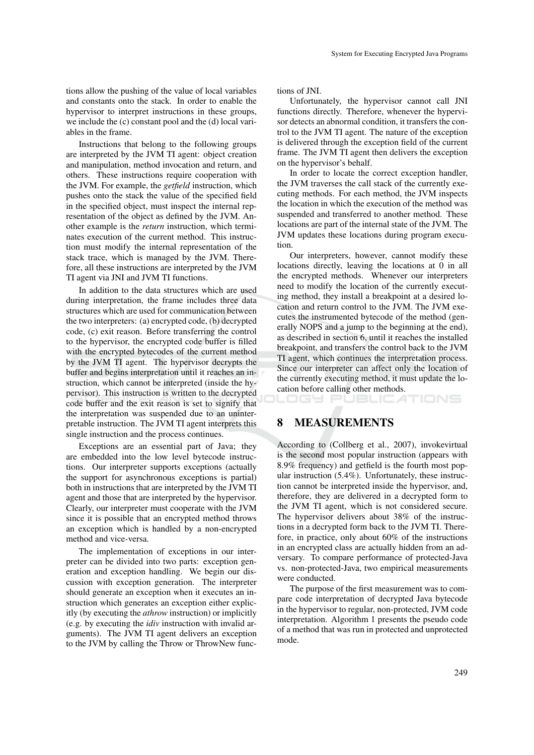tions allow the pushing of the value of local variables and constants onto the stack. In order to enable the hypervisor to interpret instructions in these groups, we include the (c) constant pool and the (d) local variables in the frame.

Instructions that belong to the following groups are interpreted by the JVM TI agent: object creation and manipulation, method invocation and return, and others. These instructions require cooperation with the JVM. For example, the *getfield* instruction, which pushes onto the stack the value of the specified field in the specified object, must inspect the internal representation of the object as defined by the JVM. Another example is the *return* instruction, which terminates execution of the current method. This instruction must modify the internal representation of the stack trace, which is managed by the JVM. Therefore, all these instructions are interpreted by the JVM TI agent via JNI and JVM TI functions.

In addition to the data structures which are used during interpretation, the frame includes three data structures which are used for communication between the two interpreters: (a) encrypted code, (b) decrypted code, (c) exit reason. Before transferring the control to the hypervisor, the encrypted code buffer is filled with the encrypted bytecodes of the current method by the JVM TI agent. The hypervisor decrypts the buffer and begins interpretation until it reaches an instruction, which cannot be interpreted (inside the hypervisor). This instruction is written to the decrypted code buffer and the exit reason is set to signify that the interpretation was suspended due to an uninterpretable instruction. The JVM TI agent interprets this single instruction and the process continues.

Exceptions are an essential part of Java; they are embedded into the low level bytecode instructions. Our interpreter supports exceptions (actually the support for asynchronous exceptions is partial) both in instructions that are interpreted by the JVM TI agent and those that are interpreted by the hypervisor. Clearly, our interpreter must cooperate with the JVM since it is possible that an encrypted method throws an exception which is handled by a non-encrypted method and vice-versa.

The implementation of exceptions in our interpreter can be divided into two parts: exception generation and exception handling. We begin our discussion with exception generation. The interpreter should generate an exception when it executes an instruction which generates an exception either explicitly (by executing the *athrow* instruction) or implicitly (e.g. by executing the *idiv* instruction with invalid arguments). The JVM TI agent delivers an exception to the JVM by calling the Throw or ThrowNew functions of JNI.

Unfortunately, the hypervisor cannot call JNI functions directly. Therefore, whenever the hypervisor detects an abnormal condition, it transfers the control to the JVM TI agent. The nature of the exception is delivered through the exception field of the current frame. The JVM TI agent then delivers the exception on the hypervisor's behalf.

In order to locate the correct exception handler, the JVM traverses the call stack of the currently executing methods. For each method, the JVM inspects the location in which the execution of the method was suspended and transferred to another method. These locations are part of the internal state of the JVM. The JVM updates these locations during program execution.

Our interpreters, however, cannot modify these locations directly, leaving the locations at 0 in all the encrypted methods. Whenever our interpreters need to modify the location of the currently executing method, they install a breakpoint at a desired location and return control to the JVM. The JVM executes the instrumented bytecode of the method (generally NOPS and a jump to the beginning at the end), as described in section 6, until it reaches the installed breakpoint, and transfers the control back to the JVM TI agent, which continues the interpretation process. Since our interpreter can affect only the location of the currently executing method, it must update the location before calling other methods.

# 8 MEASUREMENTS

According to (Collberg et al., 2007), invokevirtual is the second most popular instruction (appears with 8.9% frequency) and getfield is the fourth most popular instruction (5.4%). Unfortunately, these instruction cannot be interpreted inside the hypervisor, and, therefore, they are delivered in a decrypted form to the JVM TI agent, which is not considered secure. The hypervisor delivers about 38% of the instructions in a decrypted form back to the JVM TI. Therefore, in practice, only about 60% of the instructions in an encrypted class are actually hidden from an adversary. To compare performance of protected-Java vs. non-protected-Java, two empirical measurements were conducted.

The purpose of the first measurement was to compare code interpretation of decrypted Java bytecode in the hypervisor to regular, non-protected, JVM code interpretation. Algorithm 1 presents the pseudo code of a method that was run in protected and unprotected mode.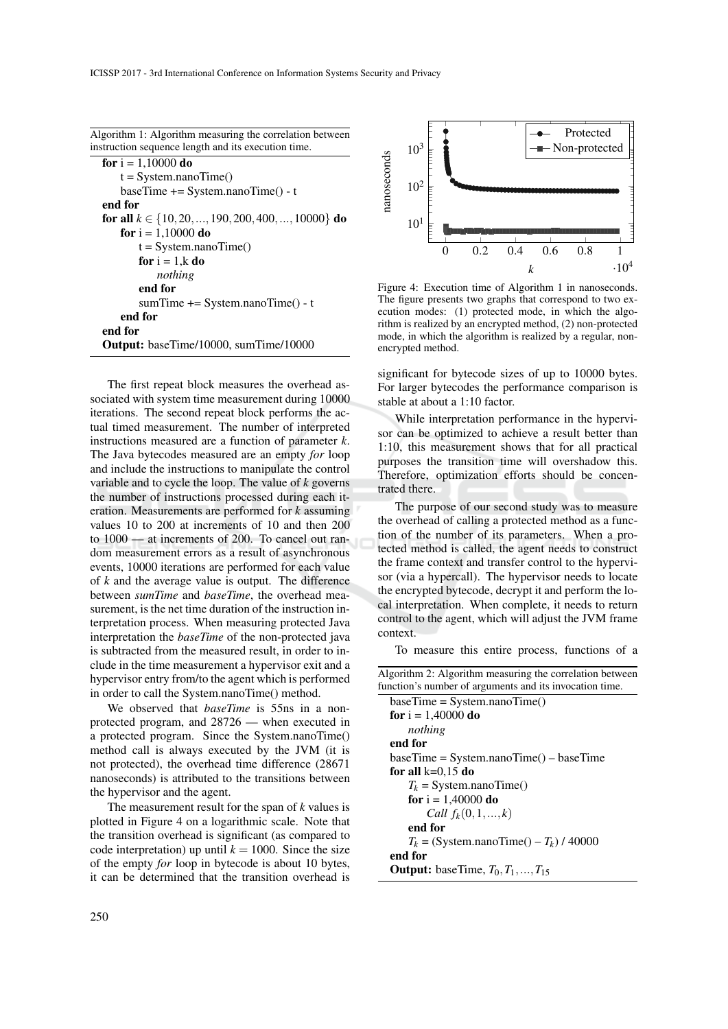Algorithm 1: Algorithm measuring the correlation between instruction sequence length and its execution time.

```
for i = 1,10000 do
    t = System.nanoTime()
    baseTime += System.nanoTime() - t
end for
for all k ∈ {10,20,...,190,200,400,...,10000} do
    for i = 1,10000 do
        t = System.nanoTime()
        for i = 1,k do
            nothing
        end for
        sumTime += System.nanoTime() - t
    end for
end for
Output: baseTime/10000, sumTime/10000
```

The first repeat block measures the overhead associated with system time measurement during 10000 iterations. The second repeat block performs the actual timed measurement. The number of interpreted instructions measured are a function of parameter $k$. The Java bytecodes measured are an empty *for* loop and include the instructions to manipulate the control variable and to cycle the loop. The value of $k$ governs the number of instructions processed during each iteration. Measurements are performed for $k$ assuming values 10 to 200 at increments of 10 and then 200 to 1000 — at increments of 200. To cancel out random measurement errors as a result of asynchronous events, 10000 iterations are performed for each value of $k$ and the average value is output. The difference between *sumTime* and *baseTime*, the overhead measurement, is the net time duration of the instruction interpretation process. When measuring protected Java interpretation the *baseTime* of the non-protected java is subtracted from the measured result, in order to include in the time measurement a hypervisor exit and a hypervisor entry from/to the agent which is performed in order to call the System.nanoTime() method.

We observed that *baseTime* is 55ns in a non-protected program, and 28726 — when executed in a protected program. Since the System.nanoTime() method call is always executed by the JVM (it is not protected), the overhead time difference (28671 nanoseconds) is attributed to the transitions between the hypervisor and the agent.

The measurement result for the span of $k$ values is plotted in Figure 4 on a logarithmic scale. Note that the transition overhead is significant (as compared to code interpretation) up until $k = 1000$. Since the size of the empty *for* loop in bytecode is about 10 bytes, it can be determined that the transition overhead is significant for bytecode sizes of up to 10000 bytes. For larger bytecodes the performance comparison is stable at about a 1:10 factor.

Figure 4: Execution time of Algorithm 1 in nanoseconds. The figure presents two graphs that correspond to two execution modes: (1) protected mode, in which the algorithm is realized by an encrypted method, (2) non-protected mode, in which the algorithm is realized by a regular, non-encrypted method.

While interpretation performance in the hypervisor can be optimized to achieve a result better than 1:10, this measurement shows that for all practical purposes the transition time will overshadow this. Therefore, optimization efforts should be concentrated there.

The purpose of our second study was to measure the overhead of calling a protected method as a function of the number of its parameters. When a protected method is called, the agent needs to construct the frame context and transfer control to the hypervisor (via a hypercall). The hypervisor needs to locate the encrypted bytecode, decrypt it and perform the local interpretation. When complete, it needs to return control to the agent, which will adjust the JVM frame context.

To measure this entire process, functions of a

Algorithm 2: Algorithm measuring the correlation between function's number of arguments and its invocation time.

```
baseTime = System.nanoTime()
for i = 1,40000 do
    nothing
end for
baseTime = System.nanoTime() – baseTime
for all k=0,15 do
    T_k = System.nanoTime()
    for i = 1,40000 do
        Call f_k(0,1,...,k)
    end for
    T_k = (System.nanoTime() – T_k) / 40000
end for
Output: baseTime, T_0, T_1, ..., T_15
```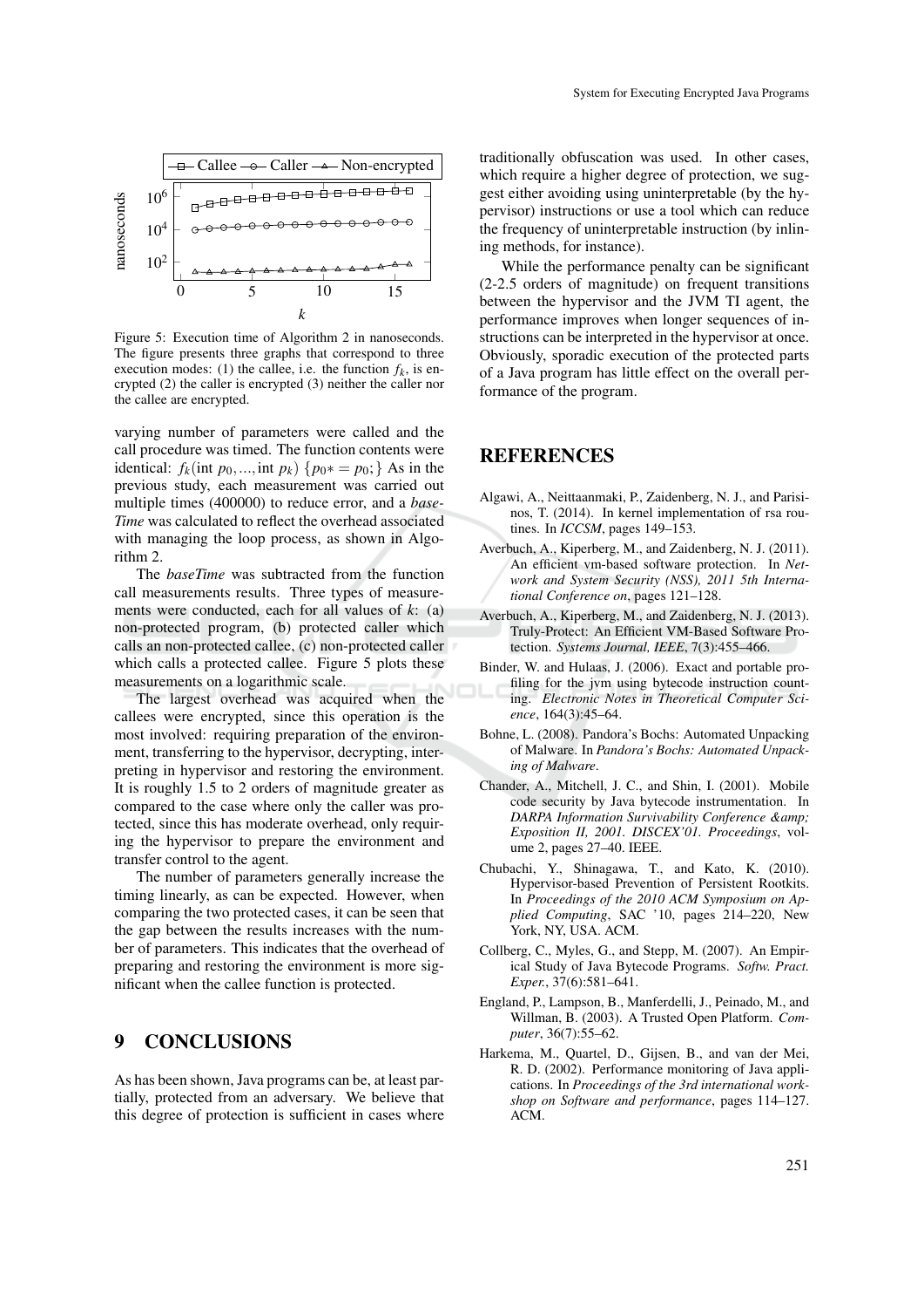Figure 5: Execution time of Algorithm 2 in nanoseconds. The figure presents three graphs that correspond to three execution modes: (1) the callee, i.e. the function $f_k$, is encrypted (2) the caller is encrypted (3) neither the caller nor the callee are encrypted.

varying number of parameters were called and the call procedure was timed. The function contents were identical: $f_k(\text{int } p_0, ..., \text{int } p_k)$ $\{p_0 *= p_0;\}$ As in the previous study, each measurement was carried out multiple times (400000) to reduce error, and a *baseTime* was calculated to reflect the overhead associated with managing the loop process, as shown in Algorithm 2.

The *baseTime* was subtracted from the function call measurements results. Three types of measurements were conducted, each for all values of $k$: (a) non-protected program, (b) protected caller which calls an non-protected callee, (c) non-protected caller which calls a protected callee. Figure 5 plots these measurements on a logarithmic scale.

The largest overhead was acquired when the callees were encrypted, since this operation is the most involved: requiring preparation of the environment, transferring to the hypervisor, decrypting, interpreting in hypervisor and restoring the environment. It is roughly 1.5 to 2 orders of magnitude greater as compared to the case where only the caller was protected, since this has moderate overhead, only requiring the hypervisor to prepare the environment and transfer control to the agent.

The number of parameters generally increase the timing linearly, as can be expected. However, when comparing the two protected cases, it can be seen that the gap between the results increases with the number of parameters. This indicates that the overhead of preparing and restoring the environment is more significant when the callee function is protected.

## 9 CONCLUSIONS

As has been shown, Java programs can be, at least partially, protected from an adversary. We believe that this degree of protection is sufficient in cases where traditionally obfuscation was used. In other cases, which require a higher degree of protection, we suggest either avoiding using uninterpretable (by the hypervisor) instructions or use a tool which can reduce the frequency of uninterpretable instruction (by inlining methods, for instance).

While the performance penalty can be significant (2-2.5 orders of magnitude) on frequent transitions between the hypervisor and the JVM TI agent, the performance improves when longer sequences of instructions can be interpreted in the hypervisor at once. Obviously, sporadic execution of the protected parts of a Java program has little effect on the overall performance of the program.

## REFERENCES

Algawi, A., Neittaanmaki, P., Zaidenberg, N. J., and Parisinos, T. (2014). In kernel implementation of rsa routines. In *ICCSM*, pages 149–153.

Averbuch, A., Kiperberg, M., and Zaidenberg, N. J. (2011). An efficient vm-based software protection. In *Network and System Security (NSS), 2011 5th International Conference on*, pages 121–128.

Averbuch, A., Kiperberg, M., and Zaidenberg, N. J. (2013). Truly-Protect: An Efficient VM-Based Software Protection. *Systems Journal, IEEE*, 7(3):455–466.

Binder, W. and Hulaas, J. (2006). Exact and portable profiling for the jvm using bytecode instruction counting. *Electronic Notes in Theoretical Computer Science*, 164(3):45–64.

Bohne, L. (2008). Pandora's Bochs: Automated Unpacking of Malware. In *Pandora's Bochs: Automated Unpacking of Malware*.

Chander, A., Mitchell, J. C., and Shin, I. (2001). Mobile code security by Java bytecode instrumentation. In *DARPA Information Survivability Conference &amp; Exposition II, 2001. DISCEX'01. Proceedings*, volume 2, pages 27–40. IEEE.

Chubachi, Y., Shinagawa, T., and Kato, K. (2010). Hypervisor-based Prevention of Persistent Rootkits. In *Proceedings of the 2010 ACM Symposium on Applied Computing*, SAC '10, pages 214–220, New York, NY, USA. ACM.

Collberg, C., Myles, G., and Stepp, M. (2007). An Empirical Study of Java Bytecode Programs. *Softw. Pract. Exper.*, 37(6):581–641.

England, P., Lampson, B., Manferdelli, J., Peinado, M., and Willman, B. (2003). A Trusted Open Platform. *Computer*, 36(7):55–62.

Harkema, M., Quartel, D., Gijsen, B., and van der Mei, R. D. (2002). Performance monitoring of Java applications. In *Proceedings of the 3rd international workshop on Software and performance*, pages 114–127. ACM.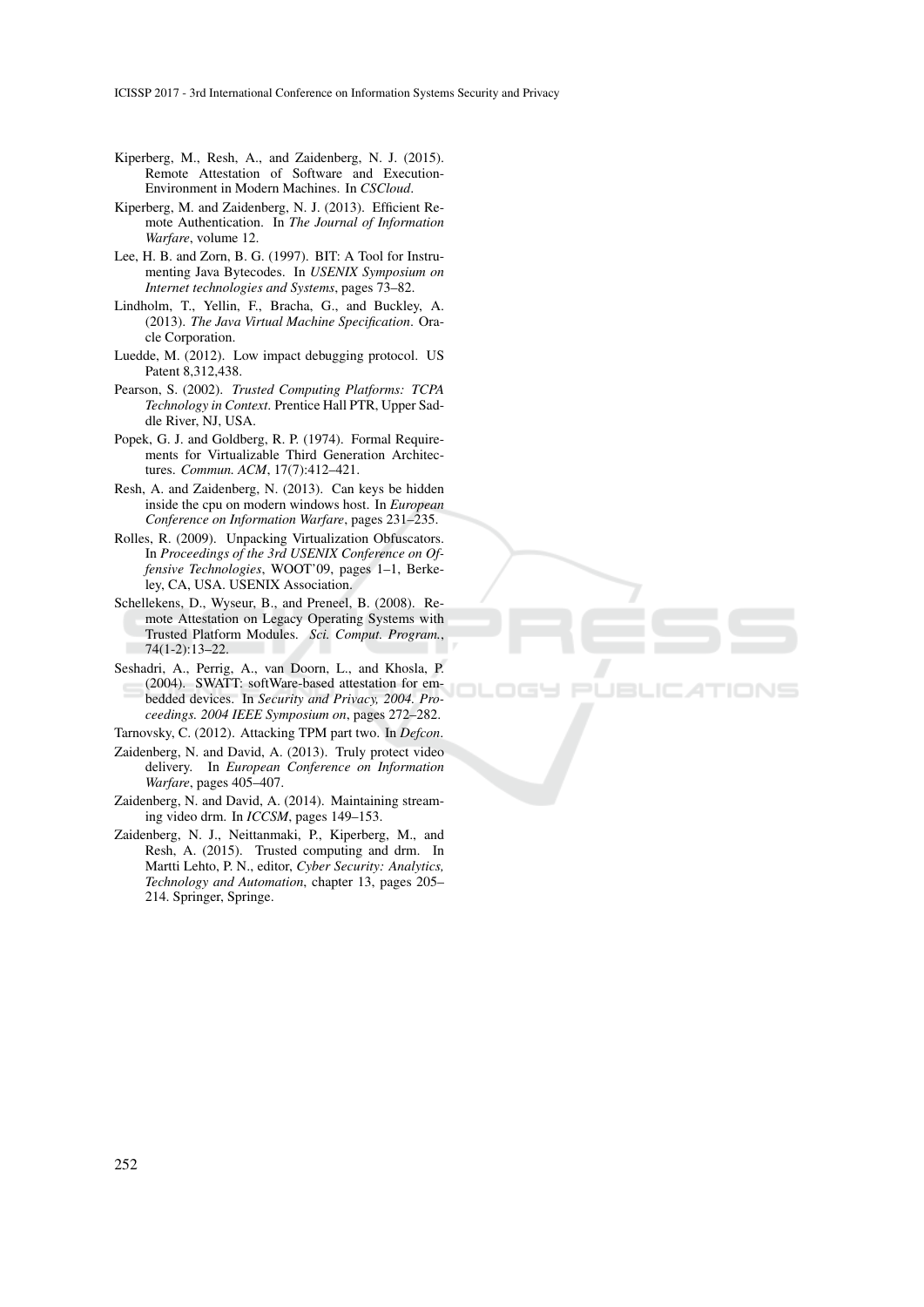Kiperberg, M., Resh, A., and Zaidenberg, N. J. (2015). Remote Attestation of Software and Execution-Environment in Modern Machines. In *CSCloud*.

Kiperberg, M. and Zaidenberg, N. J. (2013). Efficient Remote Authentication. In *The Journal of Information Warfare*, volume 12.

Lee, H. B. and Zorn, B. G. (1997). BIT: A Tool for Instrumenting Java Bytecodes. In *USENIX Symposium on Internet technologies and Systems*, pages 73–82.

Lindholm, T., Yellin, F., Bracha, G., and Buckley, A. (2013). *The Java Virtual Machine Specification*. Oracle Corporation.

Luedde, M. (2012). Low impact debugging protocol. US Patent 8,312,438.

Pearson, S. (2002). *Trusted Computing Platforms: TCPA Technology in Context*. Prentice Hall PTR, Upper Saddle River, NJ, USA.

Popek, G. J. and Goldberg, R. P. (1974). Formal Requirements for Virtualizable Third Generation Architectures. *Commun. ACM*, 17(7):412–421.

Resh, A. and Zaidenberg, N. (2013). Can keys be hidden inside the cpu on modern windows host. In *European Conference on Information Warfare*, pages 231–235.

Rolles, R. (2009). Unpacking Virtualization Obfuscators. In *Proceedings of the 3rd USENIX Conference on Offensive Technologies*, WOOT'09, pages 1–1, Berkeley, CA, USA. USENIX Association.

Schellekens, D., Wyseur, B., and Preneel, B. (2008). Remote Attestation on Legacy Operating Systems with Trusted Platform Modules. *Sci. Comput. Program.*, 74(1-2):13–22.

Seshadri, A., Perrig, A., van Doorn, L., and Khosla, P. (2004). SWATT: softWare-based attestation for embedded devices. In *Security and Privacy, 2004. Proceedings. 2004 IEEE Symposium on*, pages 272–282.

Tarnovsky, C. (2012). Attacking TPM part two. In *Defcon*.

Zaidenberg, N. and David, A. (2013). Truly protect video delivery. In *European Conference on Information Warfare*, pages 405–407.

Zaidenberg, N. and David, A. (2014). Maintaining streaming video drm. In *ICCSM*, pages 149–153.

Zaidenberg, N. J., Neittanmaki, P., Kiperberg, M., and Resh, A. (2015). Trusted computing and drm. In Martti Lehto, P. N., editor, *Cyber Security: Analytics, Technology and Automation*, chapter 13, pages 205–214. Springer, Springe.